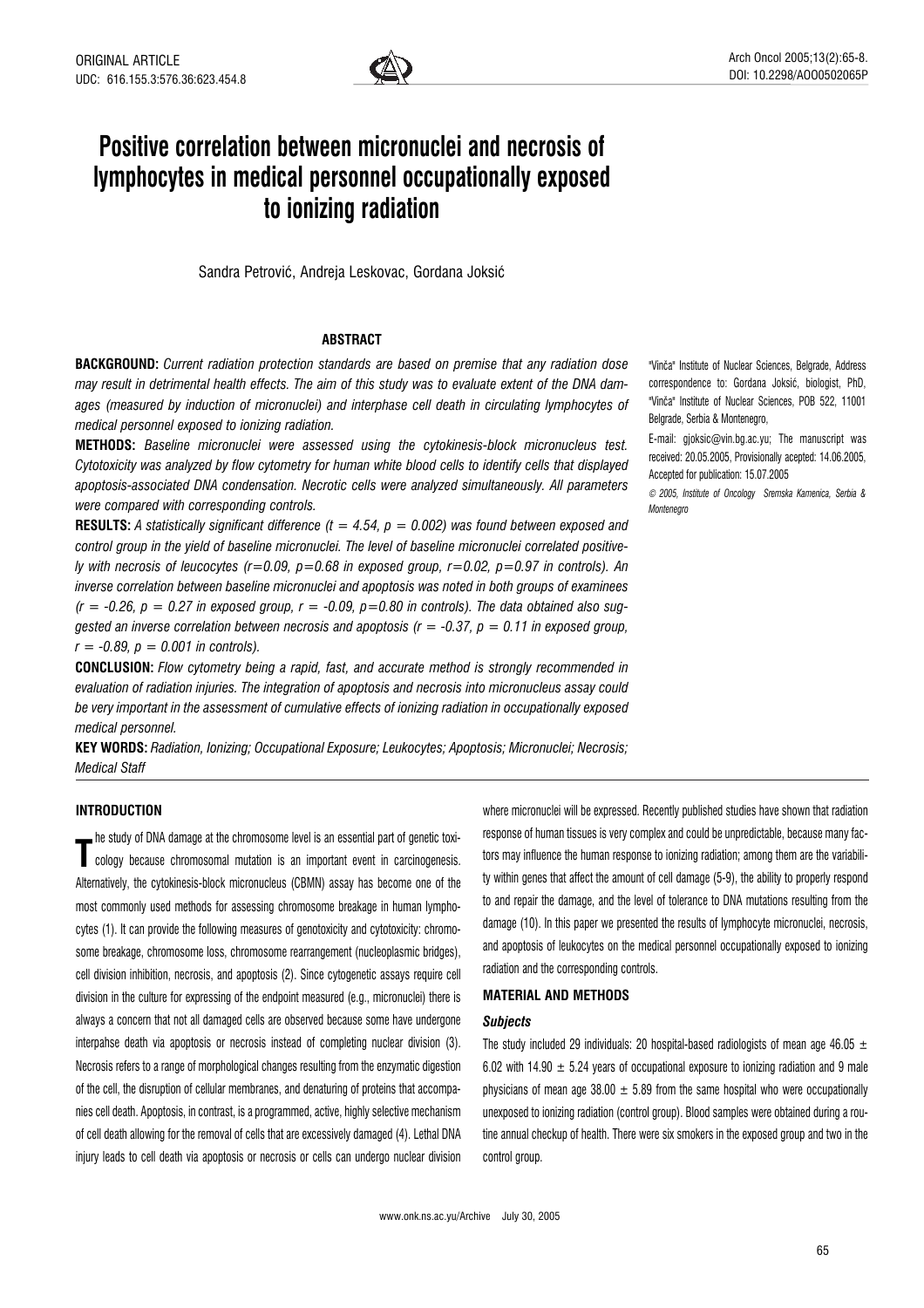ORIGINAL ARTICLE
UDC: 616.155.3:576.36:623.454.8

DOI: 10.2298/AOO0502065P

# Positive correlation between micronuclei and necrosis of lymphocytes in medical personnel occupationally exposed to ionizing radiation

Sandra Petrović, Andreja Leskovac, Gordana Joksić

"Vinča" Institute of Nuclear Sciences, Belgrade, Address correspondence to: Gordana Joksić, biologist, PhD, "Vinča" Institute of Nuclear Sciences, POB 522, 11001 Belgrade, Serbia & Montenegro,

E-mail: gjoksic@vin.bg.ac.yu; The manuscript was received: 20.05.2005, Provisionally acepted: 14.06.2005, Accepted for publication: 15.07.2005

*© 2005, Institute of Oncology Sremska Kamenica, Serbia & Montenegro*

## ABSTRACT

**BACKGROUND:** *Current radiation protection standards are based on premise that any radiation dose may result in detrimental health effects. The aim of this study was to evaluate extent of the DNA damages (measured by induction of micronuclei) and interphase cell death in circulating lymphocytes of medical personnel exposed to ionizing radiation.*

**METHODS:** *Baseline micronuclei were assessed using the cytokinesis-block micronucleus test. Cytotoxicity was analyzed by flow cytometry for human white blood cells to identify cells that displayed apoptosis-associated DNA condensation. Necrotic cells were analyzed simultaneously. All parameters were compared with corresponding controls.*

**RESULTS:** *A statistically significant difference ($t = 4.54$, $p = 0.002$) was found between exposed and control group in the yield of baseline micronuclei. The level of baseline micronuclei correlated positively with necrosis of leucocytes ($r=0.09$, $p=0.68$ in exposed group, $r=0.02$, $p=0.97$ in controls). An inverse correlation between baseline micronuclei and apoptosis was noted in both groups of examinees ($r = -0.26$, $p = 0.27$ in exposed group, $r = -0.09$, $p=0.80$ in controls). The data obtained also suggested an inverse correlation between necrosis and apoptosis ($r = -0.37$, $p = 0.11$ in exposed group, $r = -0.89$, $p = 0.001$ in controls).*

**CONCLUSION:** *Flow cytometry being a rapid, fast, and accurate method is strongly recommended in evaluation of radiation injuries. The integration of apoptosis and necrosis into micronucleus assay could be very important in the assessment of cumulative effects of ionizing radiation in occupationally exposed medical personnel.*

**KEY WORDS:** *Radiation, Ionizing; Occupational Exposure; Leukocytes; Apoptosis; Micronuclei; Necrosis; Medical Staff*

## INTRODUCTION

The study of DNA damage at the chromosome level is an essential part of genetic toxicology because chromosomal mutation is an important event in carcinogenesis. Alternatively, the cytokinesis-block micronucleus (CBMN) assay has become one of the most commonly used methods for assessing chromosome breakage in human lymphocytes (1). It can provide the following measures of genotoxicity and cytotoxicity: chromosome breakage, chromosome loss, chromosome rearrangement (nucleoplasmic bridges), cell division inhibition, necrosis, and apoptosis (2). Since cytogenetic assays require cell division in the culture for expressing of the endpoint measured (e.g., micronuclei) there is always a concern that not all damaged cells are observed because some have undergone interpahse death via apoptosis or necrosis instead of completing nuclear division (3). Necrosis refers to a range of morphological changes resulting from the enzymatic digestion of the cell, the disruption of cellular membranes, and denaturing of proteins that accompanies cell death. Apoptosis, in contrast, is a programmed, active, highly selective mechanism of cell death allowing for the removal of cells that are excessively damaged (4). Lethal DNA injury leads to cell death via apoptosis or necrosis or cells can undergo nuclear division where micronuclei will be expressed. Recently published studies have shown that radiation response of human tissues is very complex and could be unpredictable, because many factors may influence the human response to ionizing radiation; among them are the variability within genes that affect the amount of cell damage (5-9), the ability to properly respond to and repair the damage, and the level of tolerance to DNA mutations resulting from the damage (10). In this paper we presented the results of lymphocyte micronuclei, necrosis, and apoptosis of leukocytes on the medical personnel occupationally exposed to ionizing radiation and the corresponding controls.

## MATERIAL AND METHODS

### Subjects

The study included 29 individuals: 20 hospital-based radiologists of mean age 46.05 ± 6.02 with 14.90 ± 5.24 years of occupational exposure to ionizing radiation and 9 male physicians of mean age 38.00 ± 5.89 from the same hospital who were occupationally unexposed to ionizing radiation (control group). Blood samples were obtained during a routine annual checkup of health. There were six smokers in the exposed group and two in the control group.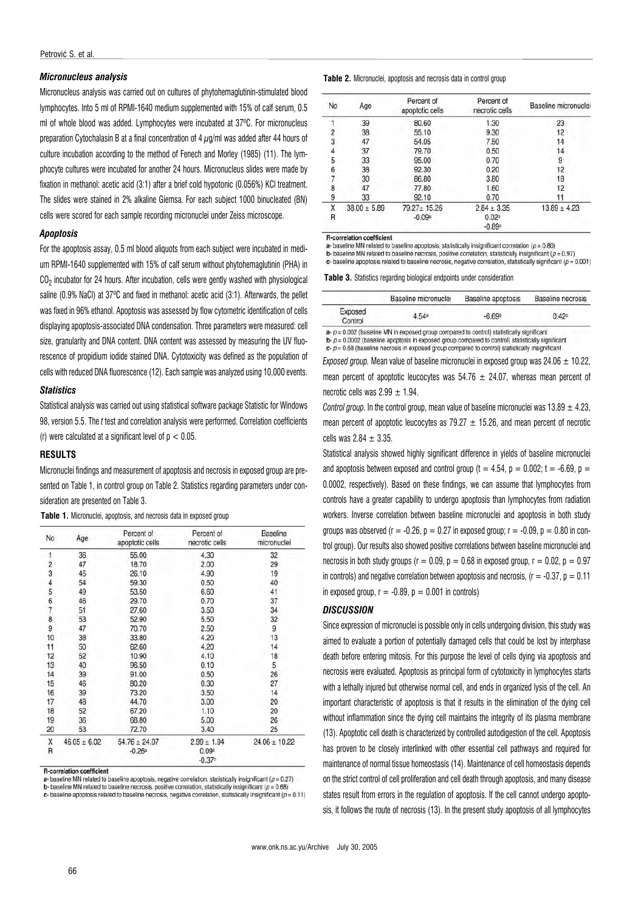### *Micronucleus analysis*

Micronucleus analysis was carried out on cultures of phytohemaglutinin-stimulated blood lymphocytes. Into 5 ml of RPMI-1640 medium supplemented with 15% of calf serum, 0.5 ml of whole blood was added. Lymphocytes were incubated at 37ºC. For micronucleus preparation Cytochalasin B at a final concentration of 4 $\mu$g/ml was added after 44 hours of culture incubation according to the method of Fenech and Morley (1985) (11). The lymphocyte cultures were incubated for another 24 hours. Micronucleus slides were made by fixation in methanol: acetic acid (3:1) after a brief cold hypotonic (0.056%) KCl treatment. The slides were stained in 2% alkaline Giemsa. For each subject 1000 binucleated (BN) cells were scored for each sample recording micronuclei under Zeiss microscope.

### *Apoptosis*

For the apoptosis assay, 0.5 ml blood aliquots from each subject were incubated in medium RPMI-1640 supplemented with 15% of calf serum without phytohemaglutinin (PHA) in $CO_2$ incubator for 24 hours. After incubation, cells were gently washed with physiological saline (0.9% NaCl) at 37ºC and fixed in methanol: acetic acid (3:1). Afterwards, the pellet was fixed in 96% ethanol. Apoptosis was assessed by flow cytometric identification of cells displaying apoptosis-associated DNA condensation. Three parameters were measured: cell size, granularity and DNA content. DNA content was assessed by measuring the UV fluorescence of propidium iodide stained DNA. Cytotoxicity was defined as the population of cells with reduced DNA fluorescence (12). Each sample was analyzed using 10,000 events.

### *Statistics*

Statistical analysis was carried out using statistical software package Statistic for Windows 98, version 5.5. The *t* test and correlation analysis were performed. Correlation coefficients (r) were calculated at a significant level of $p < 0.05$.

## RESULTS

Micronuclei findings and measurement of apoptosis and necrosis in exposed group are presented on Table 1, in control group on Table 2. Statistics regarding parameters under consideration are presented on Table 3.

**Table 1.** Micronuclei, apoptosis, and necrosis data in exposed group

| No | Age | Percent of apoptotic cells | Percent of necrotic cells | Baseline micronuclei |
|---|---|---|---|---|
| 1 | 36 | 55.00 | 4.30 | 32 |
| 2 | 47 | 18.70 | 2.00 | 29 |
| 3 | 45 | 26.10 | 4.90 | 19 |
| 4 | 54 | 59.30 | 0.50 | 40 |
| 5 | 49 | 53.50 | 6.60 | 41 |
| 6 | 46 | 29.70 | 0.70 | 37 |
| 7 | 51 | 27.60 | 3.50 | 34 |
| 8 | 53 | 52.90 | 5.50 | 32 |
| 9 | 47 | 70.70 | 2.50 | 9 |
| 10 | 38 | 33.80 | 4.20 | 13 |
| 11 | 50 | 62.60 | 4.20 | 14 |
| 12 | 52 | 10.90 | 4.10 | 18 |
| 13 | 40 | 96.50 | 0.10 | 5 |
| 14 | 39 | 91.00 | 0.50 | 26 |
| 15 | 46 | 80.20 | 0.30 | 27 |
| 16 | 39 | 73.20 | 3.50 | 14 |
| 17 | 48 | 44.70 | 3.00 | 20 |
| 18 | 52 | 67.20 | 1.10 | 20 |
| 19 | 36 | 68.80 | 5.00 | 26 |
| 20 | 53 | 72.70 | 3.40 | 25 |
| X | 46.05 ± 6.02 | 54.76 ± 24.07 | 2.99 ± 1.94 | 24.06 ± 10.22 |
| R | | -0.26[a] | 0.09[b] -0.37[c] | |

**R-correlation coefficient**
a- baseline MN related to baseline apoptosis, negative correlation, statistically insignificant ($p = 0.27$)
b- baseline MN related to baseline necrosis, positive correlation, statistically insignificant ($p = 0.68$)
c- baseline apoptosis related to baseline necrosis, negative correlation, statistically insignificant ($p = 0.11$)

**Table 2.** Micronuclei, apoptosis and necrosis data in control group

| No | Age | Percent of apoptotic cells | Percent of necrotic cells | Baseline micronuclei |
|---|---|---|---|---|
| 1 | 39 | 80.60 | 1.30 | 23 |
| 2 | 38 | 55.10 | 9.30 | 12 |
| 3 | 47 | 54.05 | 7.50 | 14 |
| 4 | 37 | 79.70 | 0.50 | 14 |
| 5 | 33 | 95.00 | 0.70 | 9 |
| 6 | 38 | 92.30 | 0.20 | 12 |
| 7 | 30 | 86.80 | 3.80 | 18 |
| 8 | 47 | 77.80 | 1.60 | 12 |
| 9 | 33 | 92.10 | 0.70 | 11 |
| X | 38.00 ± 5.89 | 79.27± 15.26 | 2.84 ± 3.35 | 13.89 ± 4.23 |
| R | | -0.09[a] | 0.02[b] -0.89[c] | |

**R-correlation coefficient**
a- baseline MN related to baseline apoptosis, statistically insignificant correlation ($p = 0.80$)
b- baseline MN related to baseline necrosis, positive correlation, statistically insignificant ($p = 0.97$)
c- baseline apoptosis related to baseline necrosis, negative correlation, statistically significant ($p = 0.001$)

**Table 3.** Statistics regarding biological endpoints under consideration

| | Baseline micronuclei | Baseline apoptosis | Baseline necrosis |
|---|---|---|---|
| Exposed Control | 4.54[a] | -6.69[b] | 0.42[c] |

a- $p = 0.002$ (baseline MN in exposed group compared to control) statistically significant
b- $p = 0.0002$ (baseline apoptosis in exposed group compared to control) statistically significant
c- $p = 0.68$ (baseline necrosis in exposed group compared to control) statistically insignificant

*Exposed group.* Mean value of baseline micronuclei in exposed group was 24.06 ± 10.22, mean percent of apoptotic leucocytes was 54.76 ± 24.07, whereas mean percent of necrotic cells was 2.99 ± 1.94.

*Control group.* In the control group, mean value of baseline micronuclei was 13.89 ± 4.23, mean percent of apoptotic leucocytes as 79.27 ± 15.26, and mean percent of necrotic cells was 2.84 ± 3.35.

Statistical analysis showed highly significant difference in yields of baseline micronuclei and apoptosis between exposed and control group ($t = 4.54$, $p = 0.002$; $t = -6.69$, $p = 0.0002$, respectively). Based on these findings, we can assume that lymphocytes from controls have a greater capability to undergo apoptosis than lymphocytes from radiation workers. Inverse correlation between baseline micronuclei and apoptosis in both study groups was observed ($r = -0.26$, $p = 0.27$ in exposed group; $r = -0.09$, $p = 0.80$ in control group). Our results also showed positive correlations between baseline micronuclei and necrosis in both study groups ($r = 0.09$, $p = 0.68$ in exposed group, $r = 0.02$, $p = 0.97$ in controls) and negative correlation between apoptosis and necrosis, ($r = -0.37$, $p = 0.11$ in exposed group, $r = -0.89$, $p = 0.001$ in controls)

## *DISCUSSION*

Since expression of micronuclei is possible only in cells undergoing division, this study was aimed to evaluate a portion of potentially damaged cells that could be lost by interphase death before entering mitosis. For this purpose the level of cells dying via apoptosis and necrosis were evaluated. Apoptosis as principal form of cytotoxicity in lymphocytes starts with a lethally injured but otherwise normal cell, and ends in organized lysis of the cell. An important characteristic of apoptosis is that it results in the elimination of the dying cell without inflammation since the dying cell maintains the integrity of its plasma membrane (13). Apoptotic cell death is characterized by controlled autodigestion of the cell. Apoptosis has proven to be closely interlinked with other essential cell pathways and required for maintenance of normal tissue homeostasis (14). Maintenance of cell homeostasis depends on the strict control of cell proliferation and cell death through apoptosis, and many disease states result from errors in the regulation of apoptosis. If the cell cannot undergo apoptosis, it follows the route of necrosis (13). In the present study apoptosis of all lymphocytes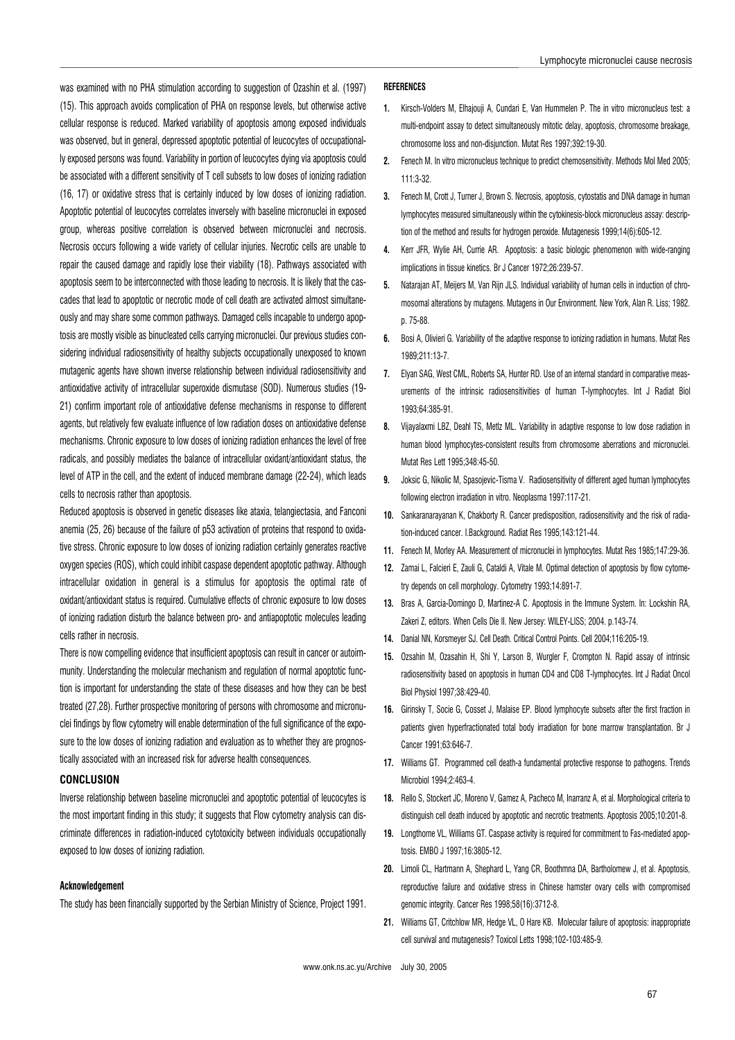was examined with no PHA stimulation according to suggestion of Ozashin et al. (1997) (15). This approach avoids complication of PHA on response levels, but otherwise active cellular response is reduced. Marked variability of apoptosis among exposed individuals was observed, but in general, depressed apoptotic potential of leucocytes of occupationally exposed persons was found. Variability in portion of leucocytes dying via apoptosis could be associated with a different sensitivity of T cell subsets to low doses of ionizing radiation (16, 17) or oxidative stress that is certainly induced by low doses of ionizing radiation. Apoptotic potential of leucocytes correlates inversely with baseline micronuclei in exposed group, whereas positive correlation is observed between micronuclei and necrosis. Necrosis occurs following a wide variety of cellular injuries. Necrotic cells are unable to repair the caused damage and rapidly lose their viability (18). Pathways associated with apoptosis seem to be interconnected with those leading to necrosis. It is likely that the cascades that lead to apoptotic or necrotic mode of cell death are activated almost simultaneously and may share some common pathways. Damaged cells incapable to undergo apoptosis are mostly visible as binucleated cells carrying micronuclei. Our previous studies considering individual radiosensitivity of healthy subjects occupationally unexposed to known mutagenic agents have shown inverse relationship between individual radiosensitivity and antioxidative activity of intracellular superoxide dismutase (SOD). Numerous studies (19-21) confirm important role of antioxidative defense mechanisms in response to different agents, but relatively few evaluate influence of low radiation doses on antioxidative defense mechanisms. Chronic exposure to low doses of ionizing radiation enhances the level of free radicals, and possibly mediates the balance of intracellular oxidant/antioxidant status, the level of ATP in the cell, and the extent of induced membrane damage (22-24), which leads cells to necrosis rather than apoptosis.

Reduced apoptosis is observed in genetic diseases like ataxia, telangiectasia, and Fanconi anemia (25, 26) because of the failure of p53 activation of proteins that respond to oxidative stress. Chronic exposure to low doses of ionizing radiation certainly generates reactive oxygen species (ROS), which could inhibit caspase dependent apoptotic pathway. Although intracellular oxidation in general is a stimulus for apoptosis the optimal rate of oxidant/antioxidant status is required. Cumulative effects of chronic exposure to low doses of ionizing radiation disturb the balance between pro- and antiapoptotic molecules leading cells rather in necrosis.

There is now compelling evidence that insufficient apoptosis can result in cancer or autoimmunity. Understanding the molecular mechanism and regulation of normal apoptotic function is important for understanding the state of these diseases and how they can be best treated (27,28). Further prospective monitoring of persons with chromosome and micronuclei findings by flow cytometry will enable determination of the full significance of the exposure to the low doses of ionizing radiation and evaluation as to whether they are prognostically associated with an increased risk for adverse health consequences.

## CONCLUSION

Inverse relationship between baseline micronuclei and apoptotic potential of leucocytes is the most important finding in this study; it suggests that Flow cytometry analysis can discriminate differences in radiation-induced cytotoxicity between individuals occupationally exposed to low doses of ionizing radiation.

#### Acknowledgement

The study has been financially supported by the Serbian Ministry of Science, Project 1991.

#### REFERENCES

1. Kirsch-Volders M, Elhajouji A, Cundari E, Van Hummelen P. The in vitro micronucleus test: a multi-endpoint assay to detect simultaneously mitotic delay, apoptosis, chromosome breakage, chromosome loss and non-disjunction. Mutat Res 1997;392:19-30.
2. Fenech M. In vitro micronucleus technique to predict chemosensitivity. Methods Mol Med 2005; 111:3-32.
3. Fenech M, Crott J, Turner J, Brown S. Necrosis, apoptosis, cytostatis and DNA damage in human lymphocytes measured simultaneously within the cytokinesis-block micronucleus assay: description of the method and results for hydrogen peroxide. Mutagenesis 1999;14(6):605-12.
4. Kerr JFR, Wylie AH, Currie AR. Apoptosis: a basic biologic phenomenon with wide-ranging implications in tissue kinetics. Br J Cancer 1972;26:239-57.
5. Natarajan AT, Meijers M, Van Rijn JLS. Individual variability of human cells in induction of chromosomal alterations by mutagens. Mutagens in Our Environment. New York, Alan R. Liss; 1982. p. 75-88.
6. Bosi A, Olivieri G. Variability of the adaptive response to ionizing radiation in humans. Mutat Res 1989;211:13-7.
7. Elyan SAG, West CML, Roberts SA, Hunter RD. Use of an internal standard in comparative measurements of the intrinsic radiosensitivities of human T-lymphocytes. Int J Radiat Biol 1993;64:385-91.
8. Vijayalaxmi LBZ, Deahl TS, Metlz ML. Variability in adaptive response to low dose radiation in human blood lymphocytes-consistent results from chromosome aberrations and micronuclei. Mutat Res Lett 1995;348:45-50.
9. Joksic G, Nikolic M, Spasojevic-Tisma V. Radiosensitivity of different aged human lymphocytes following electron irradiation in vitro. Neoplasma 1997:117-21.
10. Sankaranarayanan K, Chakborty R. Cancer predisposition, radiosensitivity and the risk of radiation-induced cancer. I.Background. Radiat Res 1995;143:121-44.
11. Fenech M, Morley AA. Measurement of micronuclei in lymphocytes. Mutat Res 1985;147:29-36.
12. Zamai L, Falcieri E, Zauli G, Cataldi A, Vitale M. Optimal detection of apoptosis by flow cytometry depends on cell morphology. Cytometry 1993;14:891-7.
13. Bras A, Garcia-Domingo D, Martinez-A C. Apoptosis in the Immune System. In: Lockshin RA, Zakeri Z, editors. When Cells Die II. New Jersey: WILEY-LISS; 2004. p.143-74.
14. Danial NN, Korsmeyer SJ. Cell Death. Critical Control Points. Cell 2004;116:205-19.
15. Ozsahin M, Ozasahin H, Shi Y, Larson B, Wurgler F, Crompton N. Rapid assay of intrinsic radiosensitivity based on apoptosis in human CD4 and CD8 T-lymphocytes. Int J Radiat Oncol Biol Physiol 1997;38:429-40.
16. Girinsky T, Socie G, Cosset J, Malaise EP. Blood lymphocyte subsets after the first fraction in patients given hyperfractionated total body irradiation for bone marrow transplantation. Br J Cancer 1991;63:646-7.
17. Williams GT. Programmed cell death-a fundamental protective response to pathogens. Trends Microbiol 1994;2:463-4.
18. Rello S, Stockert JC, Moreno V, Gamez A, Pacheco M, Inarranz A, et al. Morphological criteria to distinguish cell death induced by apoptotic and necrotic treatments. Apoptosis 2005;10:201-8.
19. Longthorne VL, Williams GT. Caspase activity is required for commitment to Fas-mediated apoptosis. EMBO J 1997;16:3805-12.
20. Limoli CL, Hartmann A, Shephard L, Yang CR, Boothmna DA, Bartholomew J, et al. Apoptosis, reproductive failure and oxidative stress in Chinese hamster ovary cells with compromised genomic integrity. Cancer Res 1998;58(16):3712-8.
21. Williams GT, Critchlow MR, Hedge VL, O Hare KB. Molecular failure of apoptosis: inappropriate cell survival and mutagenesis? Toxicol Letts 1998;102-103:485-9.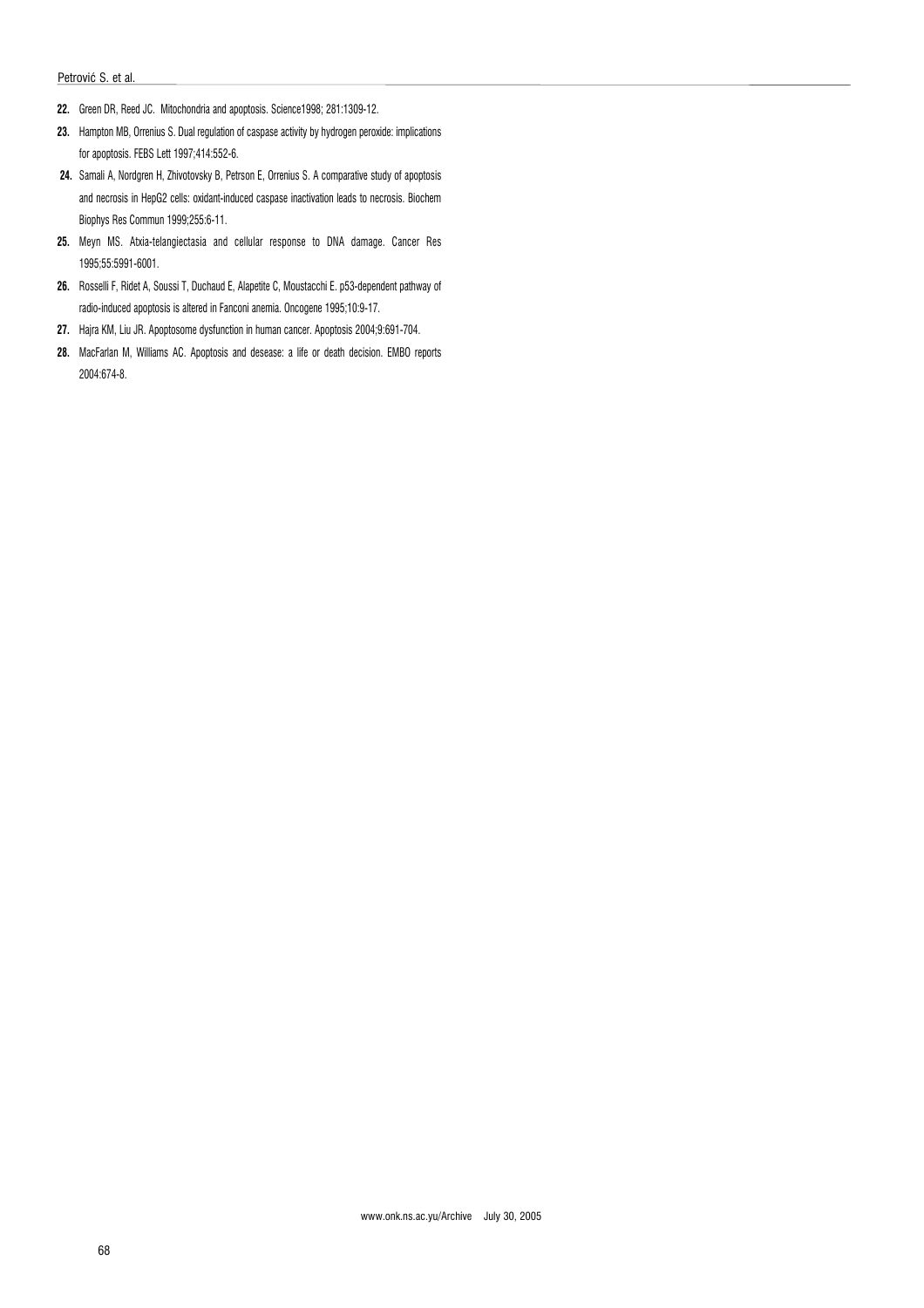22. Green DR, Reed JC. Mitochondria and apoptosis. Science1998; 281:1309-12.
23. Hampton MB, Orrenius S. Dual regulation of caspase activity by hydrogen peroxide: implications for apoptosis. FEBS Lett 1997;414:552-6.
24. Samali A, Nordgren H, Zhivotovsky B, Petrson E, Orrenius S. A comparative study of apoptosis and necrosis in HepG2 cells: oxidant-induced caspase inactivation leads to necrosis. Biochem Biophys Res Commun 1999;255:6-11.
25. Meyn MS. Atxia-telangiectasia and cellular response to DNA damage. Cancer Res 1995;55:5991-6001.
26. Rosselli F, Ridet A, Soussi T, Duchaud E, Alapetite C, Moustacchi E. p53-dependent pathway of radio-induced apoptosis is altered in Fanconi anemia. Oncogene 1995;10:9-17.
27. Hajra KM, Liu JR. Apoptosome dysfunction in human cancer. Apoptosis 2004;9:691-704.
28. MacFarlan M, Williams AC. Apoptosis and desease: a life or death decision. EMBO reports 2004:674-8.